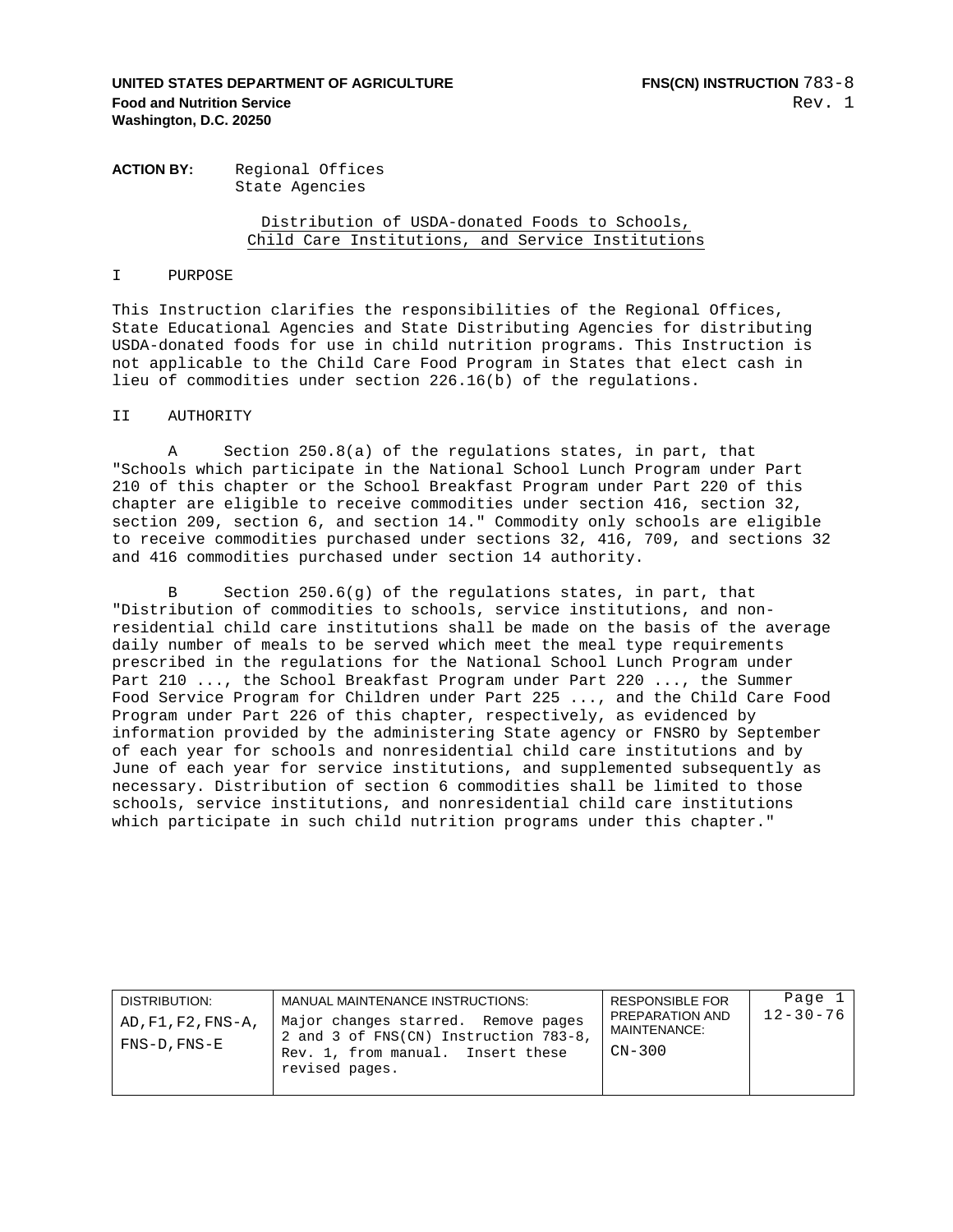**UNITED STATES DEPARTMENT OF AGRICULTURE**
**Food and Nutrition Service**
**Washington, D.C. 20250**

**FNS(CN) INSTRUCTION** 783-8
Rev. 1

**ACTION BY:** Regional Offices
State Agencies

# Distribution of USDA-donated Foods to Schools, Child Care Institutions, and Service Institutions

## I PURPOSE

This Instruction clarifies the responsibilities of the Regional Offices, State Educational Agencies and State Distributing Agencies for distributing USDA-donated foods for use in child nutrition programs. This Instruction is not applicable to the Child Care Food Program in States that elect cash in lieu of commodities under section 226.16(b) of the regulations.

## II AUTHORITY

A Section 250.8(a) of the regulations states, in part, that "Schools which participate in the National School Lunch Program under Part 210 of this chapter or the School Breakfast Program under Part 220 of this chapter are eligible to receive commodities under section 416, section 32, section 209, section 6, and section 14." Commodity only schools are eligible to receive commodities purchased under sections 32, 416, 709, and sections 32 and 416 commodities purchased under section 14 authority.

B Section 250.6(g) of the regulations states, in part, that "Distribution of commodities to schools, service institutions, and non-residential child care institutions shall be made on the basis of the average daily number of meals to be served which meet the meal type requirements prescribed in the regulations for the National School Lunch Program under Part 210 ..., the School Breakfast Program under Part 220 ..., the Summer Food Service Program for Children under Part 225 ..., and the Child Care Food Program under Part 226 of this chapter, respectively, as evidenced by information provided by the administering State agency or FNSRO by September of each year for schools and nonresidential child care institutions and by June of each year for service institutions, and supplemented subsequently as necessary. Distribution of section 6 commodities shall be limited to those schools, service institutions, and nonresidential child care institutions which participate in such child nutrition programs under this chapter."

| DISTRIBUTION: | MANUAL MAINTENANCE INSTRUCTIONS: | RESPONSIBLE FOR PREPARATION AND MAINTENANCE: | Page 1 |
|---|---|---|---|
| AD,F1,F2,FNS-A, FNS-D,FNS-E | Major changes starred. Remove pages 2 and 3 of FNS(CN) Instruction 783-8, Rev. 1, from manual. Insert these revised pages. | CN-300 | 12-30-76 |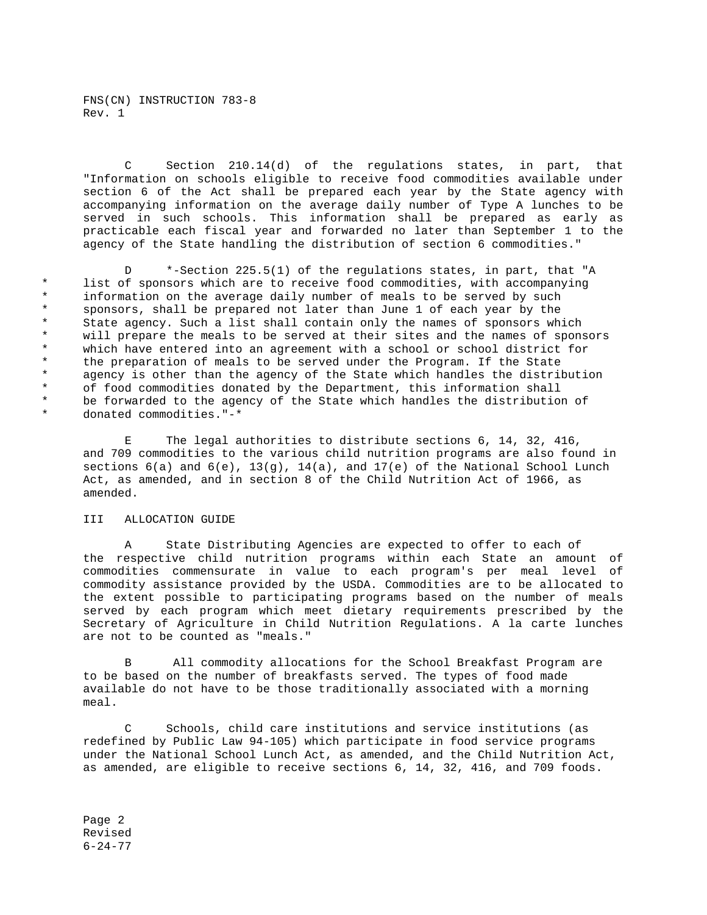C Section 210.14(d) of the regulations states, in part, that "Information on schools eligible to receive food commodities available under section 6 of the Act shall be prepared each year by the State agency with accompanying information on the average daily number of Type A lunches to be served in such schools. This information shall be prepared as early as practicable each fiscal year and forwarded no later than September 1 to the agency of the State handling the distribution of section 6 commodities."

D *-Section 225.5(1) of the regulations states, in part, that "A list of sponsors which are to receive food commodities, with accompanying information on the average daily number of meals to be served by such sponsors, shall be prepared not later than June 1 of each year by the State agency. Such a list shall contain only the names of sponsors which will prepare the meals to be served at their sites and the names of sponsors which have entered into an agreement with a school or school district for the preparation of meals to be served under the Program. If the State agency is other than the agency of the State which handles the distribution of food commodities donated by the Department, this information shall be forwarded to the agency of the State which handles the distribution of donated commodities."-*

E The legal authorities to distribute sections 6, 14, 32, 416, and 709 commodities to the various child nutrition programs are also found in sections 6(a) and 6(e), 13(g), 14(a), and 17(e) of the National School Lunch Act, as amended, and in section 8 of the Child Nutrition Act of 1966, as amended.

## III ALLOCATION GUIDE

A State Distributing Agencies are expected to offer to each of the respective child nutrition programs within each State an amount of commodities commensurate in value to each program's per meal level of commodity assistance provided by the USDA. Commodities are to be allocated to the extent possible to participating programs based on the number of meals served by each program which meet dietary requirements prescribed by the Secretary of Agriculture in Child Nutrition Regulations. A la carte lunches are not to be counted as "meals."

B All commodity allocations for the School Breakfast Program are to be based on the number of breakfasts served. The types of food made available do not have to be those traditionally associated with a morning meal.

C Schools, child care institutions and service institutions (as redefined by Public Law 94-105) which participate in food service programs under the National School Lunch Act, as amended, and the Child Nutrition Act, as amended, are eligible to receive sections 6, 14, 32, 416, and 709 foods.

Revised
6-24-77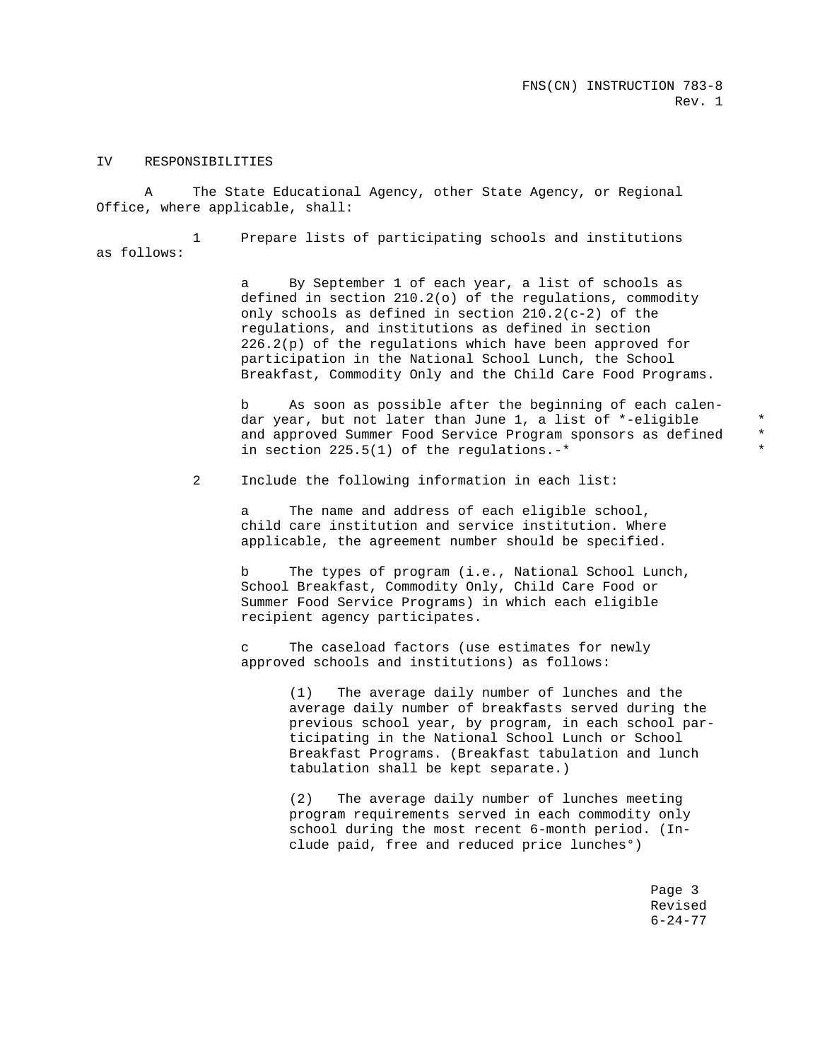## IV RESPONSIBILITIES

A The State Educational Agency, other State Agency, or Regional Office, where applicable, shall:

1 Prepare lists of participating schools and institutions as follows:

a By September 1 of each year, a list of schools as defined in section 210.2(o) of the regulations, commodity only schools as defined in section 210.2(c-2) of the regulations, and institutions as defined in section 226.2(p) of the regulations which have been approved for participation in the National School Lunch, the School Breakfast, Commodity Only and the Child Care Food Programs.

b As soon as possible after the beginning of each calendar year, but not later than June 1, a list of *-eligible and approved Summer Food Service Program sponsors as defined in section 225.5(1) of the regulations.-*

2 Include the following information in each list:

a The name and address of each eligible school, child care institution and service institution. Where applicable, the agreement number should be specified.

b The types of program (i.e., National School Lunch, School Breakfast, Commodity Only, Child Care Food or Summer Food Service Programs) in which each eligible recipient agency participates.

c The caseload factors (use estimates for newly approved schools and institutions) as follows:

(1) The average daily number of lunches and the average daily number of breakfasts served during the previous school year, by program, in each school participating in the National School Lunch or School Breakfast Programs. (Breakfast tabulation and lunch tabulation shall be kept separate.)

(2) The average daily number of lunches meeting program requirements served in each commodity only school during the most recent 6-month period. (Include paid, free and reduced price lunches°)

Revised 6-24-77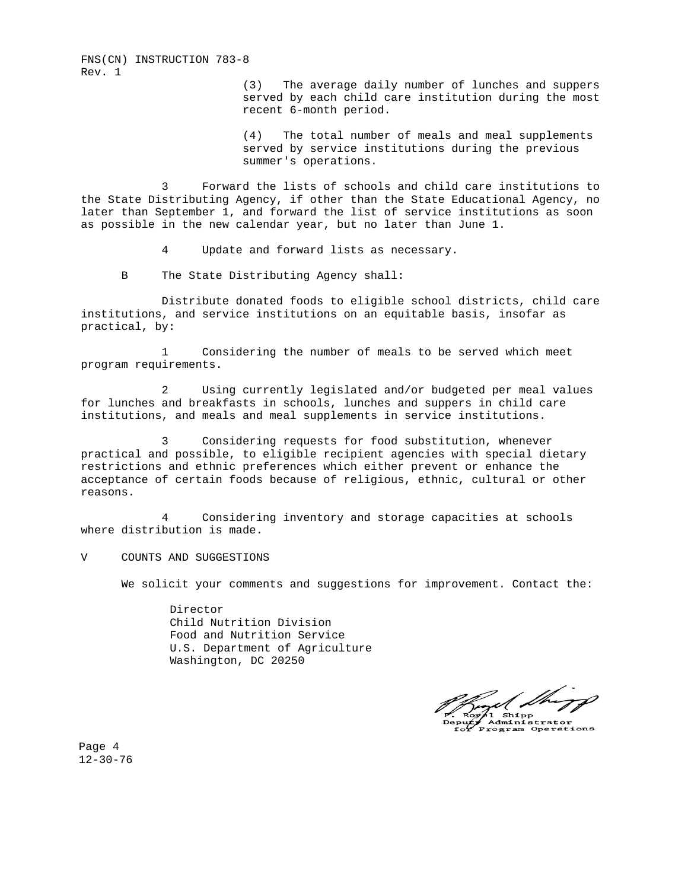(3) The average daily number of lunches and suppers served by each child care institution during the most recent 6-month period.

(4) The total number of meals and meal supplements served by service institutions during the previous summer's operations.

3 Forward the lists of schools and child care institutions to the State Distributing Agency, if other than the State Educational Agency, no later than September 1, and forward the list of service institutions as soon as possible in the new calendar year, but no later than June 1.

4 Update and forward lists as necessary.

B The State Distributing Agency shall:

Distribute donated foods to eligible school districts, child care institutions, and service institutions on an equitable basis, insofar as practical, by:

1 Considering the number of meals to be served which meet program requirements.

2 Using currently legislated and/or budgeted per meal values for lunches and breakfasts in schools, lunches and suppers in child care institutions, and meals and meal supplements in service institutions.

3 Considering requests for food substitution, whenever practical and possible, to eligible recipient agencies with special dietary restrictions and ethnic preferences which either prevent or enhance the acceptance of certain foods because of religious, ethnic, cultural or other reasons.

4 Considering inventory and storage capacities at schools where distribution is made.

## V COUNTS AND SUGGESTIONS

We solicit your comments and suggestions for improvement. Contact the:

Director
Child Nutrition Division
Food and Nutrition Service
U.S. Department of Agriculture
Washington, DC 20250

P. Royal Shipp
Deputy Administrator
for Program Operations